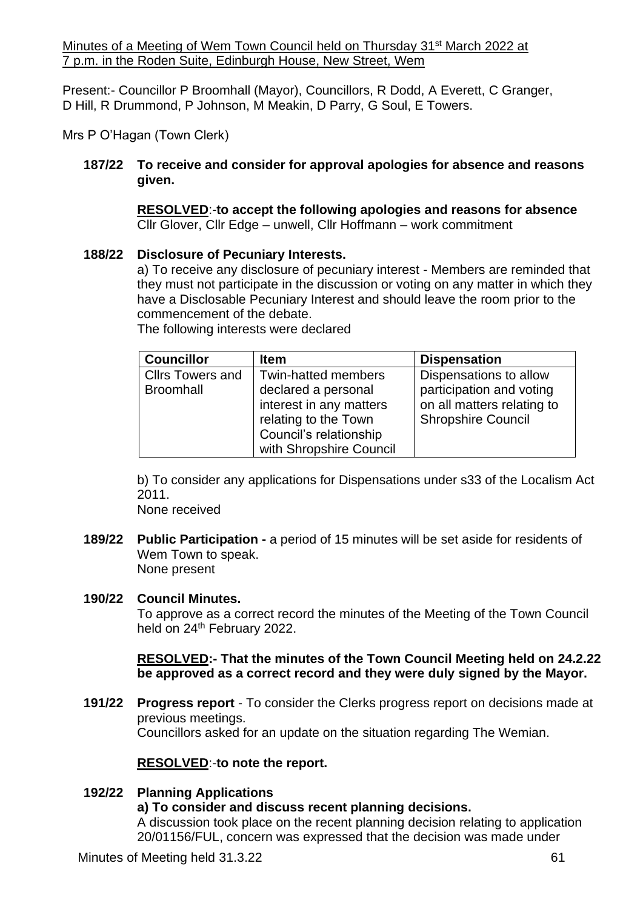Minutes of a Meeting of Wem Town Council held on Thursday 31st March 2022 at 7 p.m. in the Roden Suite, Edinburgh House, New Street, Wem

Present:- Councillor P Broomhall (Mayor), Councillors, R Dodd, A Everett, C Granger, D Hill, R Drummond, P Johnson, M Meakin, D Parry, G Soul, E Towers.

Mrs P O'Hagan (Town Clerk)

**187/22 To receive and consider for approval apologies for absence and reasons given.**

**RESOLVED:-to accept the following apologies and reasons for absence**
Cllr Glover, Cllr Edge – unwell, Cllr Hoffmann – work commitment

**188/22 Disclosure of Pecuniary Interests.**

a) To receive any disclosure of pecuniary interest - Members are reminded that they must not participate in the discussion or voting on any matter in which they have a Disclosable Pecuniary Interest and should leave the room prior to the commencement of the debate.

The following interests were declared

| Councillor | Item | Dispensation |
|---|---|---|
| Cllrs Towers and Broomhall | Twin-hatted members declared a personal interest in any matters relating to the Town Council's relationship with Shropshire Council | Dispensations to allow participation and voting on all matters relating to Shropshire Council |

b) To consider any applications for Dispensations under s33 of the Localism Act 2011.
None received

**189/22 Public Participation -** a period of 15 minutes will be set aside for residents of Wem Town to speak.
None present

**190/22 Council Minutes.**

To approve as a correct record the minutes of the Meeting of the Town Council held on 24th February 2022.

**RESOLVED:- That the minutes of the Town Council Meeting held on 24.2.22 be approved as a correct record and they were duly signed by the Mayor.**

**191/22 Progress report** - To consider the Clerks progress report on decisions made at previous meetings.
Councillors asked for an update on the situation regarding The Wemian.

**RESOLVED:-to note the report.**

**192/22 Planning Applications**

**a) To consider and discuss recent planning decisions.**

A discussion took place on the recent planning decision relating to application 20/01156/FUL, concern was expressed that the decision was made under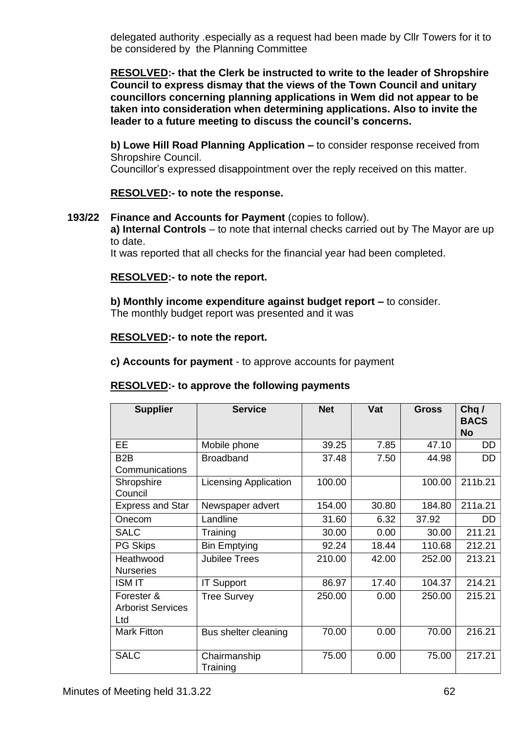delegated authority .especially as a request had been made by Cllr Towers for it to be considered by the Planning Committee

**RESOLVED:- that the Clerk be instructed to write to the leader of Shropshire Council to express dismay that the views of the Town Council and unitary councillors concerning planning applications in Wem did not appear to be taken into consideration when determining applications. Also to invite the leader to a future meeting to discuss the council's concerns.**

**b) Lowe Hill Road Planning Application –** to consider response received from Shropshire Council.
Councillor's expressed disappointment over the reply received on this matter.

**RESOLVED:- to note the response.**

**193/22 Finance and Accounts for Payment** (copies to follow).
**a) Internal Controls** – to note that internal checks carried out by The Mayor are up to date.
It was reported that all checks for the financial year had been completed.

**RESOLVED:- to note the report.**

**b) Monthly income expenditure against budget report –** to consider.
The monthly budget report was presented and it was

**RESOLVED:- to note the report.**

**c) Accounts for payment** - to approve accounts for payment

**RESOLVED:- to approve the following payments**

| Supplier | Service | Net | Vat | Gross | Chq / BACS No |
|---|---|---|---|---|---|
| EE | Mobile phone | 39.25 | 7.85 | 47.10 | DD |
| B2B Communications | Broadband | 37.48 | 7.50 | 44.98 | DD |
| Shropshire Council | Licensing Application | 100.00 | | 100.00 | 211b.21 |
| Express and Star | Newspaper advert | 154.00 | 30.80 | 184.80 | 211a.21 |
| Onecom | Landline | 31.60 | 6.32 | 37.92 | DD |
| SALC | Training | 30.00 | 0.00 | 30.00 | 211.21 |
| PG Skips | Bin Emptying | 92.24 | 18.44 | 110.68 | 212.21 |
| Heathwood Nurseries | Jubilee Trees | 210.00 | 42.00 | 252.00 | 213.21 |
| ISM IT | IT Support | 86.97 | 17.40 | 104.37 | 214.21 |
| Forester & Arborist Services Ltd | Tree Survey | 250.00 | 0.00 | 250.00 | 215.21 |
| Mark Fitton | Bus shelter cleaning | 70.00 | 0.00 | 70.00 | 216.21 |
| SALC | Chairmanship Training | 75.00 | 0.00 | 75.00 | 217.21 |

Minutes of Meeting held 31.3.22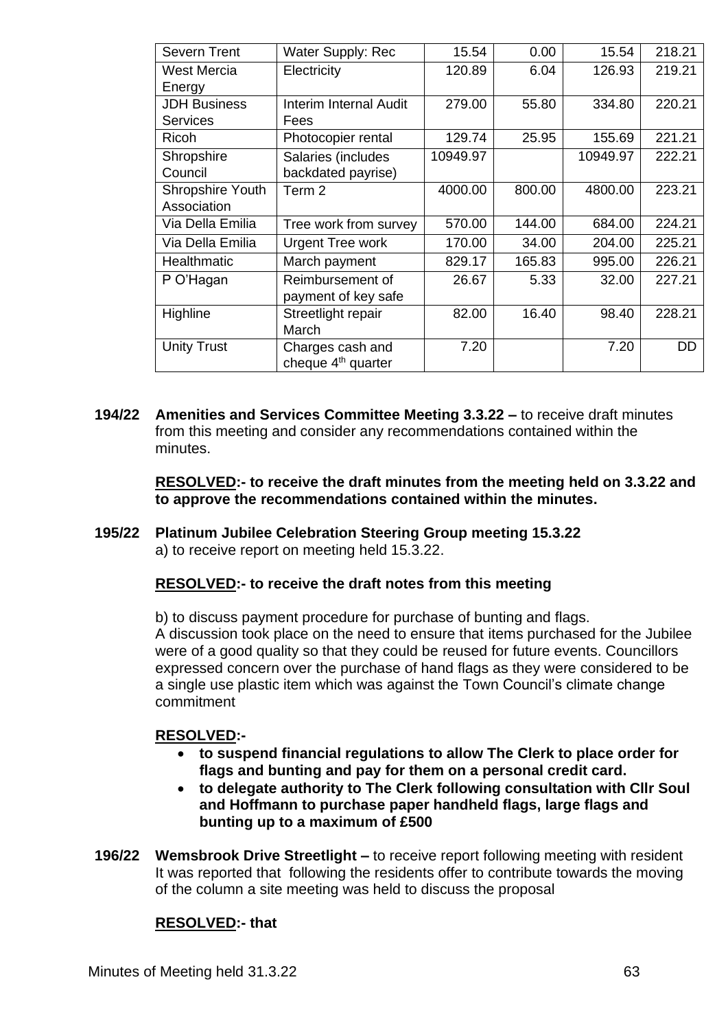| Severn Trent | Water Supply: Rec | 15.54 | 0.00 | 15.54 | 218.21 |
|---|---|---|---|---|---|
| West Mercia Energy | Electricity | 120.89 | 6.04 | 126.93 | 219.21 |
| JDH Business Services | Interim Internal Audit Fees | 279.00 | 55.80 | 334.80 | 220.21 |
| Ricoh | Photocopier rental | 129.74 | 25.95 | 155.69 | 221.21 |
| Shropshire Council | Salaries (includes backdated payrise) | 10949.97 | | 10949.97 | 222.21 |
| Shropshire Youth Association | Term 2 | 4000.00 | 800.00 | 4800.00 | 223.21 |
| Via Della Emilia | Tree work from survey | 570.00 | 144.00 | 684.00 | 224.21 |
| Via Della Emilia | Urgent Tree work | 170.00 | 34.00 | 204.00 | 225.21 |
| Healthmatic | March payment | 829.17 | 165.83 | 995.00 | 226.21 |
| P O'Hagan | Reimbursement of payment of key safe | 26.67 | 5.33 | 32.00 | 227.21 |
| Highline | Streetlight repair March | 82.00 | 16.40 | 98.40 | 228.21 |
| Unity Trust | Charges cash and cheque 4th quarter | 7.20 | | 7.20 | DD |

**194/22 Amenities and Services Committee Meeting 3.3.22 –** to receive draft minutes from this meeting and consider any recommendations contained within the minutes.

**<u>RESOLVED</u>:- to receive the draft minutes from the meeting held on 3.3.22 and to approve the recommendations contained within the minutes.**

**195/22 Platinum Jubilee Celebration Steering Group meeting 15.3.22**

a) to receive report on meeting held 15.3.22.

**<u>RESOLVED</u>:- to receive the draft notes from this meeting**

b) to discuss payment procedure for purchase of bunting and flags.
A discussion took place on the need to ensure that items purchased for the Jubilee were of a good quality so that they could be reused for future events. Councillors expressed concern over the purchase of hand flags as they were considered to be a single use plastic item which was against the Town Council's climate change commitment

**<u>RESOLVED</u>:-**

- **to suspend financial regulations to allow The Clerk to place order for flags and bunting and pay for them on a personal credit card.**
- **to delegate authority to The Clerk following consultation with Cllr Soul and Hoffmann to purchase paper handheld flags, large flags and bunting up to a maximum of £500**

**196/22 Wemsbrook Drive Streetlight –** to receive report following meeting with resident
It was reported that following the residents offer to contribute towards the moving of the column a site meeting was held to discuss the proposal

**<u>RESOLVED</u>:- that**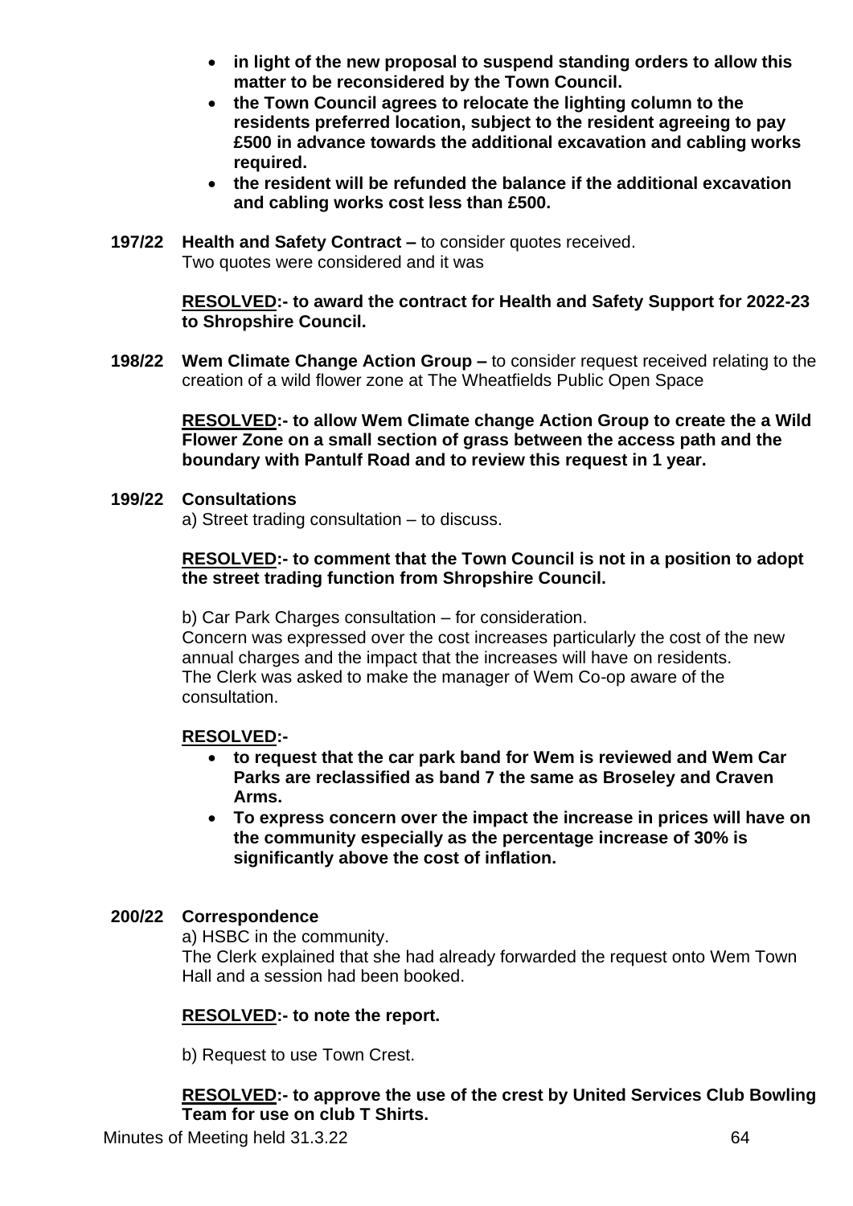- **in light of the new proposal to suspend standing orders to allow this matter to be reconsidered by the Town Council.**
- **the Town Council agrees to relocate the lighting column to the residents preferred location, subject to the resident agreeing to pay £500 in advance towards the additional excavation and cabling works required.**
- **the resident will be refunded the balance if the additional excavation and cabling works cost less than £500.**

**197/22 Health and Safety Contract –** to consider quotes received.
Two quotes were considered and it was

**RESOLVED:- to award the contract for Health and Safety Support for 2022-23 to Shropshire Council.**

**198/22 Wem Climate Change Action Group –** to consider request received relating to the creation of a wild flower zone at The Wheatfields Public Open Space

**RESOLVED:- to allow Wem Climate change Action Group to create the a Wild Flower Zone on a small section of grass between the access path and the boundary with Pantulf Road and to review this request in 1 year.**

**199/22 Consultations**

a) Street trading consultation – to discuss.

**RESOLVED:- to comment that the Town Council is not in a position to adopt the street trading function from Shropshire Council.**

b) Car Park Charges consultation – for consideration.
Concern was expressed over the cost increases particularly the cost of the new annual charges and the impact that the increases will have on residents.
The Clerk was asked to make the manager of Wem Co-op aware of the consultation.

**RESOLVED:-**

- **to request that the car park band for Wem is reviewed and Wem Car Parks are reclassified as band 7 the same as Broseley and Craven Arms.**
- **To express concern over the impact the increase in prices will have on the community especially as the percentage increase of 30% is significantly above the cost of inflation.**

**200/22 Correspondence**

a) HSBC in the community.
The Clerk explained that she had already forwarded the request onto Wem Town Hall and a session had been booked.

**RESOLVED:- to note the report.**

b) Request to use Town Crest.

**RESOLVED:- to approve the use of the crest by United Services Club Bowling Team for use on club T Shirts.**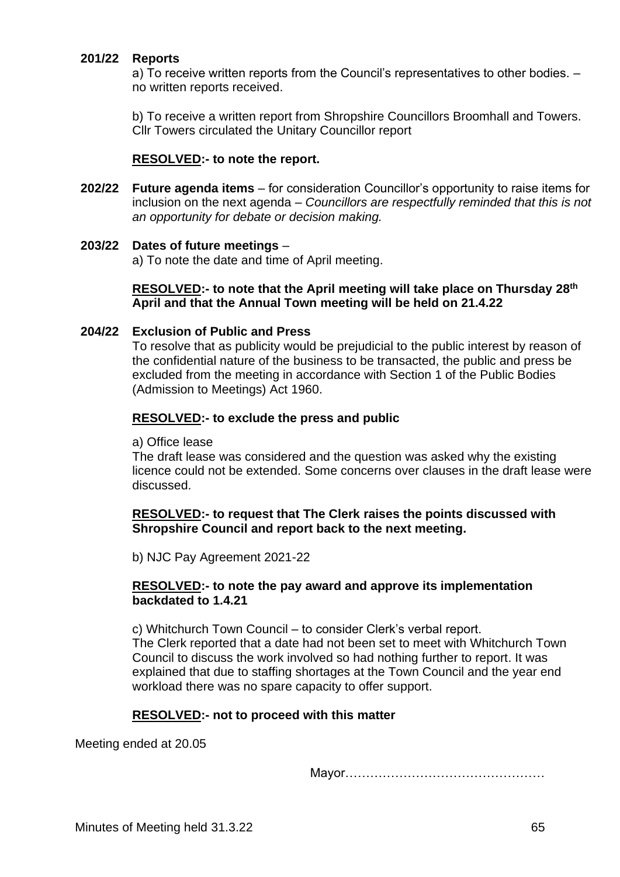**201/22 Reports**

a) To receive written reports from the Council's representatives to other bodies. – no written reports received.

b) To receive a written report from Shropshire Councillors Broomhall and Towers. Cllr Towers circulated the Unitary Councillor report

**<u>RESOLVED</u>:- to note the report.**

**202/22 Future agenda items** – for consideration Councillor's opportunity to raise items for inclusion on the next agenda – *Councillors are respectfully reminded that this is not an opportunity for debate or decision making.*

**203/22 Dates of future meetings** –

a) To note the date and time of April meeting.

**<u>RESOLVED</u>:- to note that the April meeting will take place on Thursday 28th April and that the Annual Town meeting will be held on 21.4.22**

**204/22 Exclusion of Public and Press**

To resolve that as publicity would be prejudicial to the public interest by reason of the confidential nature of the business to be transacted, the public and press be excluded from the meeting in accordance with Section 1 of the Public Bodies (Admission to Meetings) Act 1960.

**<u>RESOLVED</u>:- to exclude the press and public**

a) Office lease

The draft lease was considered and the question was asked why the existing licence could not be extended. Some concerns over clauses in the draft lease were discussed.

**<u>RESOLVED</u>:- to request that The Clerk raises the points discussed with Shropshire Council and report back to the next meeting.**

b) NJC Pay Agreement 2021-22

**<u>RESOLVED</u>:- to note the pay award and approve its implementation backdated to 1.4.21**

c) Whitchurch Town Council – to consider Clerk's verbal report.

The Clerk reported that a date had not been set to meet with Whitchurch Town Council to discuss the work involved so had nothing further to report. It was explained that due to staffing shortages at the Town Council and the year end workload there was no spare capacity to offer support.

**<u>RESOLVED</u>:- not to proceed with this matter**

Meeting ended at 20.05

Mayor…………………………………………

Minutes of Meeting held 31.3.22